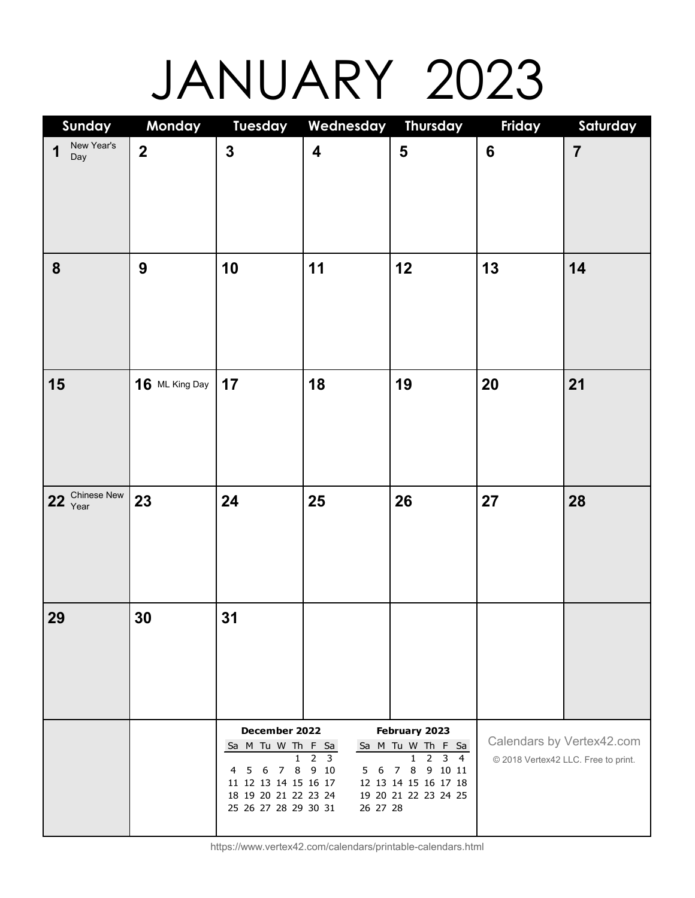# JANUARY 2023

| Sunday | Monday | Tuesday | Wednesday | Thursday | Friday | Saturday |
| --- | --- | --- | --- | --- | --- | --- |
| 1 New Year's Day | 2 | 3 | 4 | 5 | 6 | 7 |
| 8 | 9 | 10 | 11 | 12 | 13 | 14 |
| 15 | 16 ML King Day | 17 | 18 | 19 | 20 | 21 |
| 22 Chinese New Year | 23 | 24 | 25 | 26 | 27 | 28 |
| 29 | 30 | 31 | | | | |

**December 2022**

| Sa | M | Tu | W | Th | F | Sa |
| --- | --- | --- | --- | --- | --- | --- |
| | | | | 1 | 2 | 3 |
| 4 | 5 | 6 | 7 | 8 | 9 | 10 |
| 11 | 12 | 13 | 14 | 15 | 16 | 17 |
| 18 | 19 | 20 | 21 | 22 | 23 | 24 |
| 25 | 26 | 27 | 28 | 29 | 30 | 31 |

**February 2023**

| Sa | M | Tu | W | Th | F | Sa |
| --- | --- | --- | --- | --- | --- | --- |
| | | | 1 | 2 | 3 | 4 |
| 5 | 6 | 7 | 8 | 9 | 10 | 11 |
| 12 | 13 | 14 | 15 | 16 | 17 | 18 |
| 19 | 20 | 21 | 22 | 23 | 24 | 25 |
| 26 | 27 | 28 | | | | |

Calendars by Vertex42.com

© 2018 Vertex42 LLC. Free to print.

https://www.vertex42.com/calendars/printable-calendars.html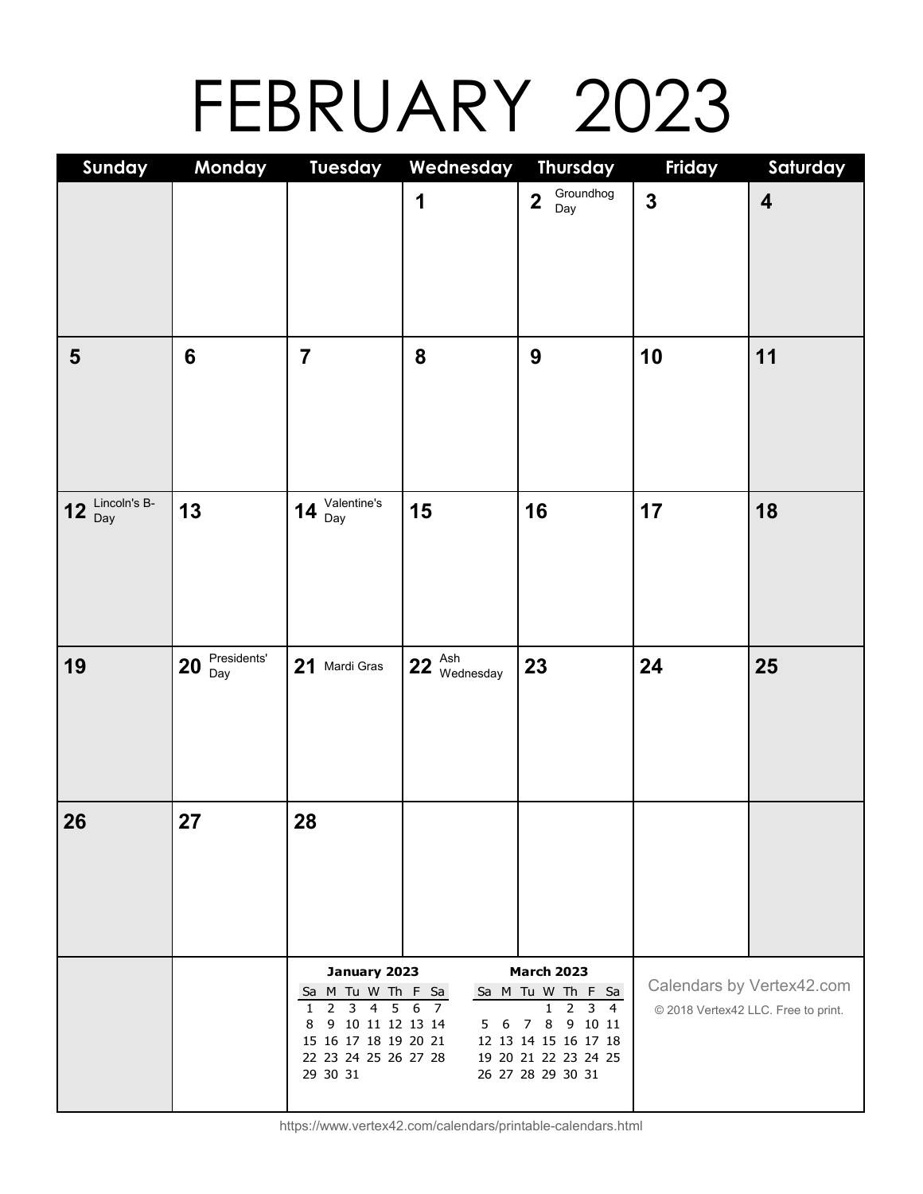# FEBRUARY 2023

| Sunday | Monday | Tuesday | Wednesday | Thursday | Friday | Saturday |
|---|---|---|---|---|---|---|
| | | | 1 | 2 Groundhog Day | 3 | 4 |
| 5 | 6 | 7 | 8 | 9 | 10 | 11 |
| 12 Lincoln's B-Day | 13 | 14 Valentine's Day | 15 | 16 | 17 | 18 |
| 19 | 20 Presidents' Day | 21 Mardi Gras | 22 Ash Wednesday | 23 | 24 | 25 |
| 26 | 27 | 28 | | | | |

**January 2023**

| Sa | M | Tu | W | Th | F | Sa |
|---|---|---|---|---|---|---|
| 1 | 2 | 3 | 4 | 5 | 6 | 7 |
| 8 | 9 | 10 | 11 | 12 | 13 | 14 |
| 15 | 16 | 17 | 18 | 19 | 20 | 21 |
| 22 | 23 | 24 | 25 | 26 | 27 | 28 |
| 29 | 30 | 31 | | | | |

**March 2023**

| Sa | M | Tu | W | Th | F | Sa |
|---|---|---|---|---|---|---|
| | | | 1 | 2 | 3 | 4 |
| 5 | 6 | 7 | 8 | 9 | 10 | 11 |
| 12 | 13 | 14 | 15 | 16 | 17 | 18 |
| 19 | 20 | 21 | 22 | 23 | 24 | 25 |
| 26 | 27 | 28 | 29 | 30 | 31 | |

Calendars by Vertex42.com

© 2018 Vertex42 LLC. Free to print.

https://www.vertex42.com/calendars/printable-calendars.html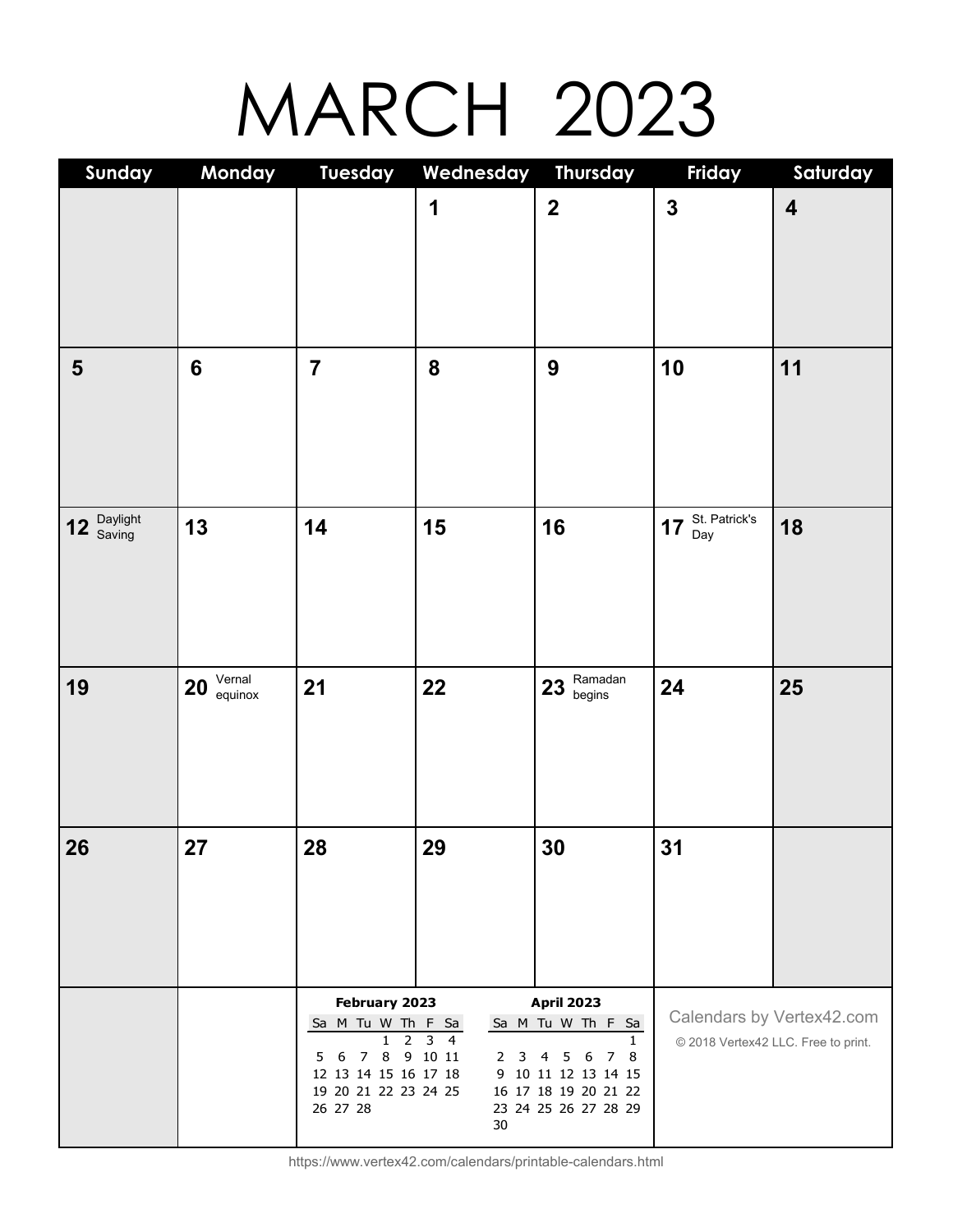# MARCH 2023

| Sunday | Monday | Tuesday | Wednesday | Thursday | Friday | Saturday |
|---|---|---|---|---|---|---|
| | | | 1 | 2 | 3 | 4 |
| 5 | 6 | 7 | 8 | 9 | 10 | 11 |
| 12 Daylight Saving | 13 | 14 | 15 | 16 | 17 St. Patrick's Day | 18 |
| 19 | 20 Vernal equinox | 21 | 22 | 23 Ramadan begins | 24 | 25 |
| 26 | 27 | 28 | 29 | 30 | 31 | |

**February 2023**

| Sa | M | Tu | W | Th | F | Sa |
|---|---|---|---|---|---|---|
| | | | 1 | 2 | 3 | 4 |
| 5 | 6 | 7 | 8 | 9 | 10 | 11 |
| 12 | 13 | 14 | 15 | 16 | 17 | 18 |
| 19 | 20 | 21 | 22 | 23 | 24 | 25 |
| 26 | 27 | 28 | | | | |

**April 2023**

| Sa | M | Tu | W | Th | F | Sa |
|---|---|---|---|---|---|---|
| | | | | | | 1 |
| 2 | 3 | 4 | 5 | 6 | 7 | 8 |
| 9 | 10 | 11 | 12 | 13 | 14 | 15 |
| 16 | 17 | 18 | 19 | 20 | 21 | 22 |
| 23 | 24 | 25 | 26 | 27 | 28 | 29 |
| 30 | | | | | | |

Calendars by Vertex42.com

© 2018 Vertex42 LLC. Free to print.

https://www.vertex42.com/calendars/printable-calendars.html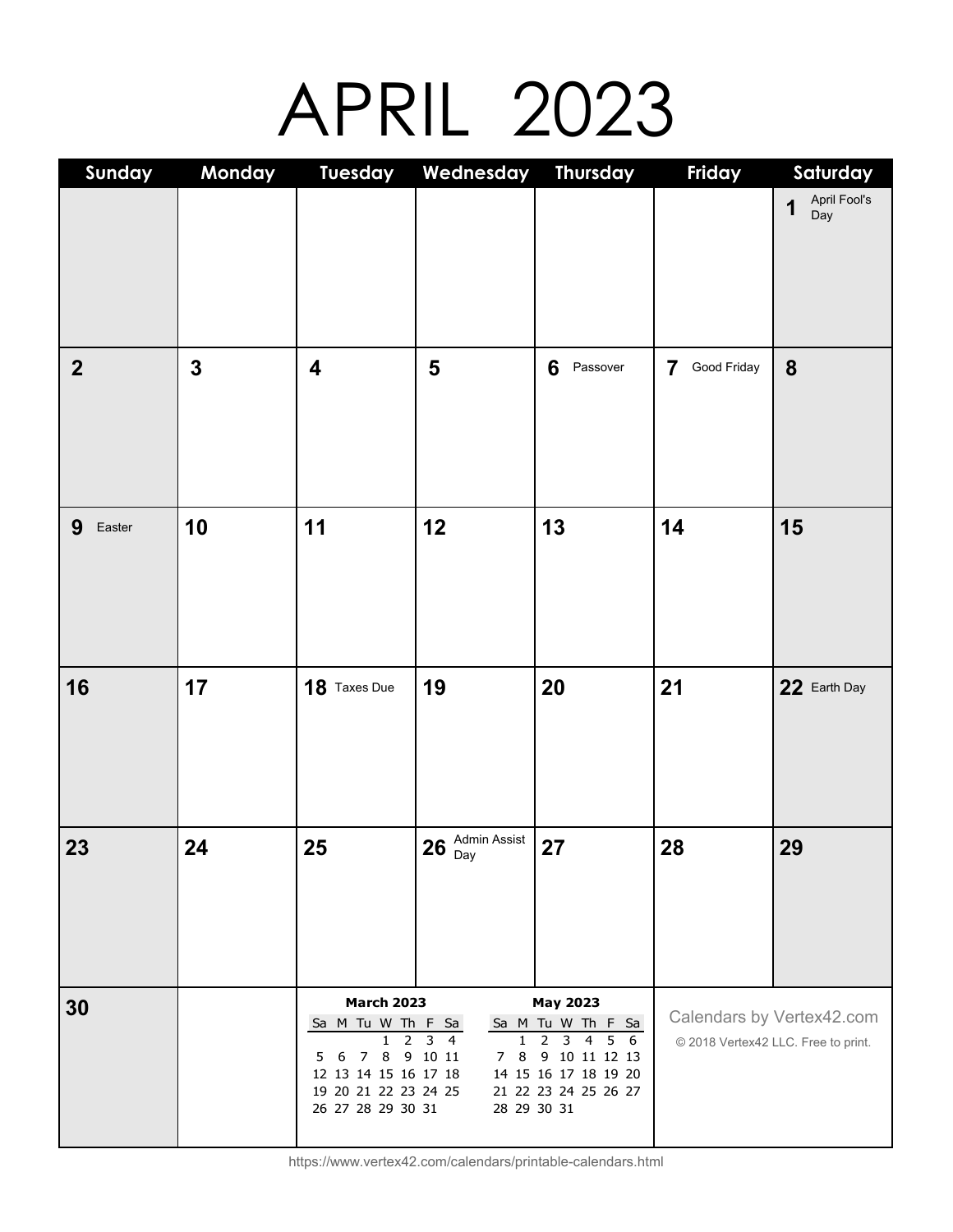# APRIL 2023

| Sunday | Monday | Tuesday | Wednesday | Thursday | Friday | Saturday |
| --- | --- | --- | --- | --- | --- | --- |
| | | | | | | 1 April Fool's Day |
| 2 | 3 | 4 | 5 | 6 Passover | 7 Good Friday | 8 |
| 9 Easter | 10 | 11 | 12 | 13 | 14 | 15 |
| 16 | 17 | 18 Taxes Due | 19 | 20 | 21 | 22 Earth Day |
| 23 | 24 | 25 | 26 Admin Assist Day | 27 | 28 | 29 |
| 30 | | | | | | |

**March 2023**

| Sa | M | Tu | W | Th | F | Sa |
| --- | --- | --- | --- | --- | --- | --- |
| | | | 1 | 2 | 3 | 4 |
| 5 | 6 | 7 | 8 | 9 | 10 | 11 |
| 12 | 13 | 14 | 15 | 16 | 17 | 18 |
| 19 | 20 | 21 | 22 | 23 | 24 | 25 |
| 26 | 27 | 28 | 29 | 30 | 31 | |

**May 2023**

| Sa | M | Tu | W | Th | F | Sa |
| --- | --- | --- | --- | --- | --- | --- |
| | 1 | 2 | 3 | 4 | 5 | 6 |
| 7 | 8 | 9 | 10 | 11 | 12 | 13 |
| 14 | 15 | 16 | 17 | 18 | 19 | 20 |
| 21 | 22 | 23 | 24 | 25 | 26 | 27 |
| 28 | 29 | 30 | 31 | | | |

Calendars by Vertex42.com

© 2018 Vertex42 LLC. Free to print.

https://www.vertex42.com/calendars/printable-calendars.html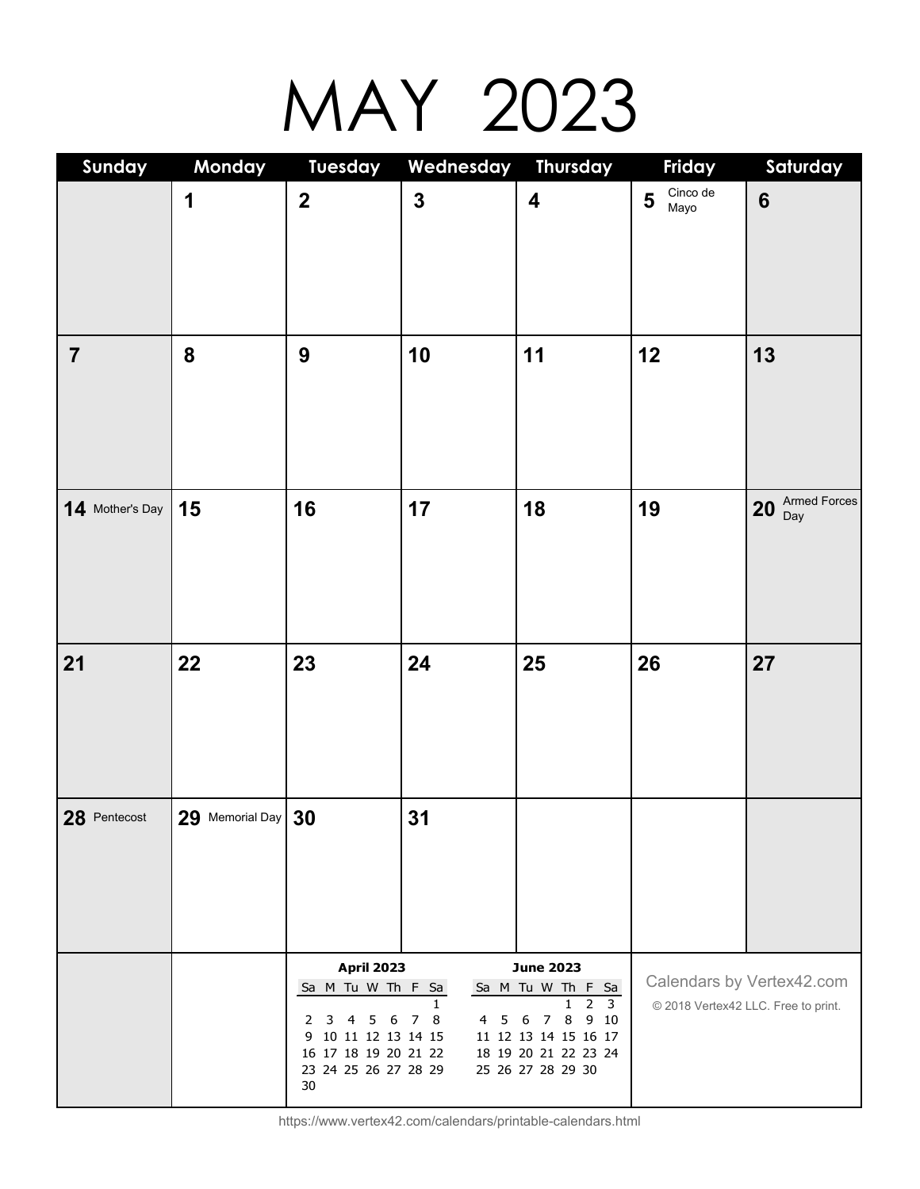# MAY 2023

| Sunday | Monday | Tuesday | Wednesday | Thursday | Friday | Saturday |
|---|---|---|---|---|---|---|
| | **1** | **2** | **3** | **4** | **5** Cinco de Mayo | **6** |
| **7** | **8** | **9** | **10** | **11** | **12** | **13** |
| **14** Mother's Day | **15** | **16** | **17** | **18** | **19** | **20** Armed Forces Day |
| **21** | **22** | **23** | **24** | **25** | **26** | **27** |
| **28** Pentecost | **29** Memorial Day | **30** | **31** | | | |

**April 2023**

| Sa | M | Tu | W | Th | F | Sa |
|---|---|---|---|---|---|---|
| | | | | | | 1 |
| 2 | 3 | 4 | 5 | 6 | 7 | 8 |
| 9 | 10 | 11 | 12 | 13 | 14 | 15 |
| 16 | 17 | 18 | 19 | 20 | 21 | 22 |
| 23 | 24 | 25 | 26 | 27 | 28 | 29 |
| 30 | | | | | | |

**June 2023**

| Sa | M | Tu | W | Th | F | Sa |
|---|---|---|---|---|---|---|
| | | | | 1 | 2 | 3 |
| 4 | 5 | 6 | 7 | 8 | 9 | 10 |
| 11 | 12 | 13 | 14 | 15 | 16 | 17 |
| 18 | 19 | 20 | 21 | 22 | 23 | 24 |
| 25 | 26 | 27 | 28 | 29 | 30 | |

Calendars by Vertex42.com

© 2018 Vertex42 LLC. Free to print.

https://www.vertex42.com/calendars/printable-calendars.html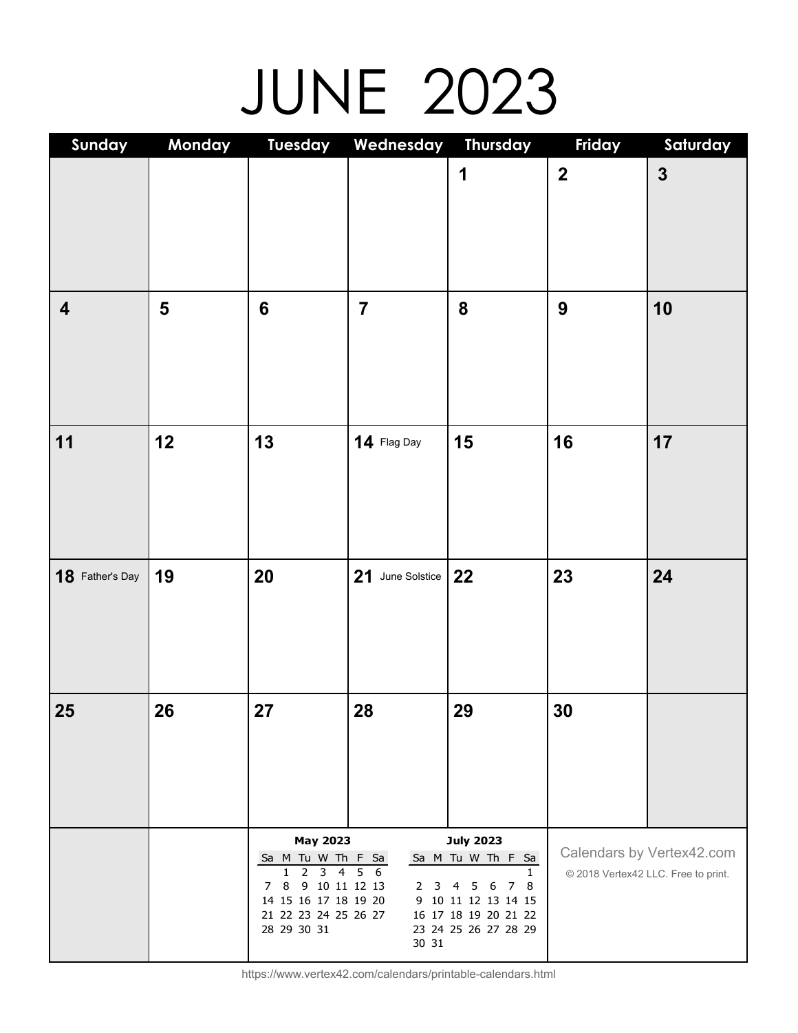# JUNE 2023

| Sunday | Monday | Tuesday | Wednesday | Thursday | Friday | Saturday |
|---|---|---|---|---|---|---|
| | | | | 1 | 2 | 3 |
| 4 | 5 | 6 | 7 | 8 | 9 | 10 |
| 11 | 12 | 13 | 14 Flag Day | 15 | 16 | 17 |
| 18 Father's Day | 19 | 20 | 21 June Solstice | 22 | 23 | 24 |
| 25 | 26 | 27 | 28 | 29 | 30 | |

**May 2023**

| Sa | M | Tu | W | Th | F | Sa |
|---|---|---|---|---|---|---|
| | 1 | 2 | 3 | 4 | 5 | 6 |
| 7 | 8 | 9 | 10 | 11 | 12 | 13 |
| 14 | 15 | 16 | 17 | 18 | 19 | 20 |
| 21 | 22 | 23 | 24 | 25 | 26 | 27 |
| 28 | 29 | 30 | 31 | | | |

**July 2023**

| Sa | M | Tu | W | Th | F | Sa |
|---|---|---|---|---|---|---|
| | | | | | | 1 |
| 2 | 3 | 4 | 5 | 6 | 7 | 8 |
| 9 | 10 | 11 | 12 | 13 | 14 | 15 |
| 16 | 17 | 18 | 19 | 20 | 21 | 22 |
| 23 | 24 | 25 | 26 | 27 | 28 | 29 |
| 30 | 31 | | | | | |

Calendars by Vertex42.com

© 2018 Vertex42 LLC. Free to print.

https://www.vertex42.com/calendars/printable-calendars.html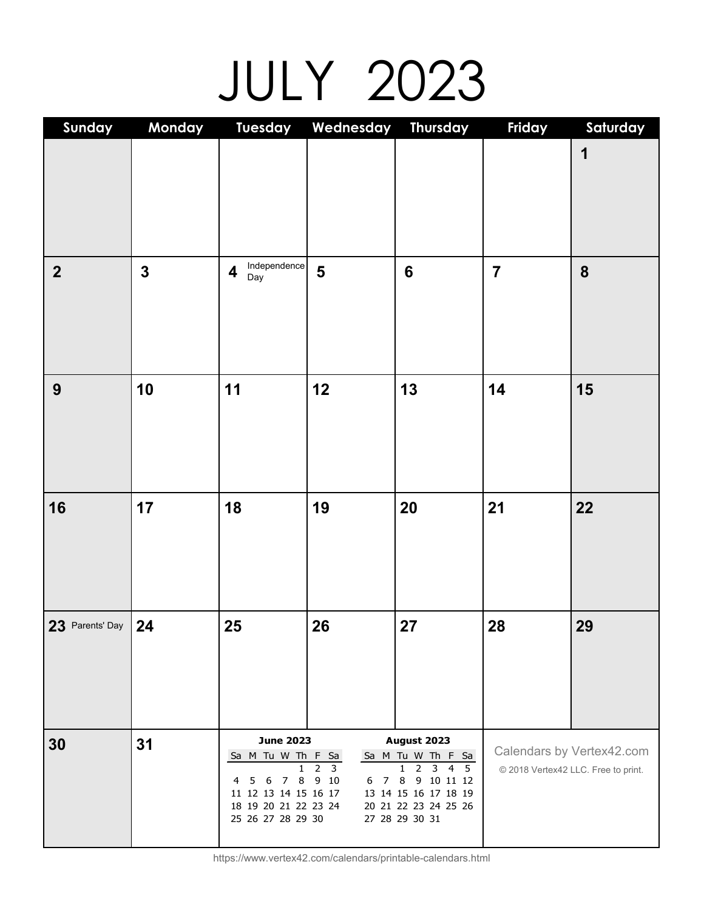# JULY 2023

| Sunday | Monday | Tuesday | Wednesday | Thursday | Friday | Saturday |
|---|---|---|---|---|---|---|
| | | | | | | 1 |
| 2 | 3 | 4 Independence Day | 5 | 6 | 7 | 8 |
| 9 | 10 | 11 | 12 | 13 | 14 | 15 |
| 16 | 17 | 18 | 19 | 20 | 21 | 22 |
| 23 Parents' Day | 24 | 25 | 26 | 27 | 28 | 29 |
| 30 | 31 | | | | | |

**June 2023**

| Sa | M | Tu | W | Th | F | Sa |
|---|---|---|---|---|---|---|
| | | | | 1 | 2 | 3 |
| 4 | 5 | 6 | 7 | 8 | 9 | 10 |
| 11 | 12 | 13 | 14 | 15 | 16 | 17 |
| 18 | 19 | 20 | 21 | 22 | 23 | 24 |
| 25 | 26 | 27 | 28 | 29 | 30 | |

**August 2023**

| Sa | M | Tu | W | Th | F | Sa |
|---|---|---|---|---|---|---|
| | | 1 | 2 | 3 | 4 | 5 |
| 6 | 7 | 8 | 9 | 10 | 11 | 12 |
| 13 | 14 | 15 | 16 | 17 | 18 | 19 |
| 20 | 21 | 22 | 23 | 24 | 25 | 26 |
| 27 | 28 | 29 | 30 | 31 | | |

Calendars by Vertex42.com

© 2018 Vertex42 LLC. Free to print.

https://www.vertex42.com/calendars/printable-calendars.html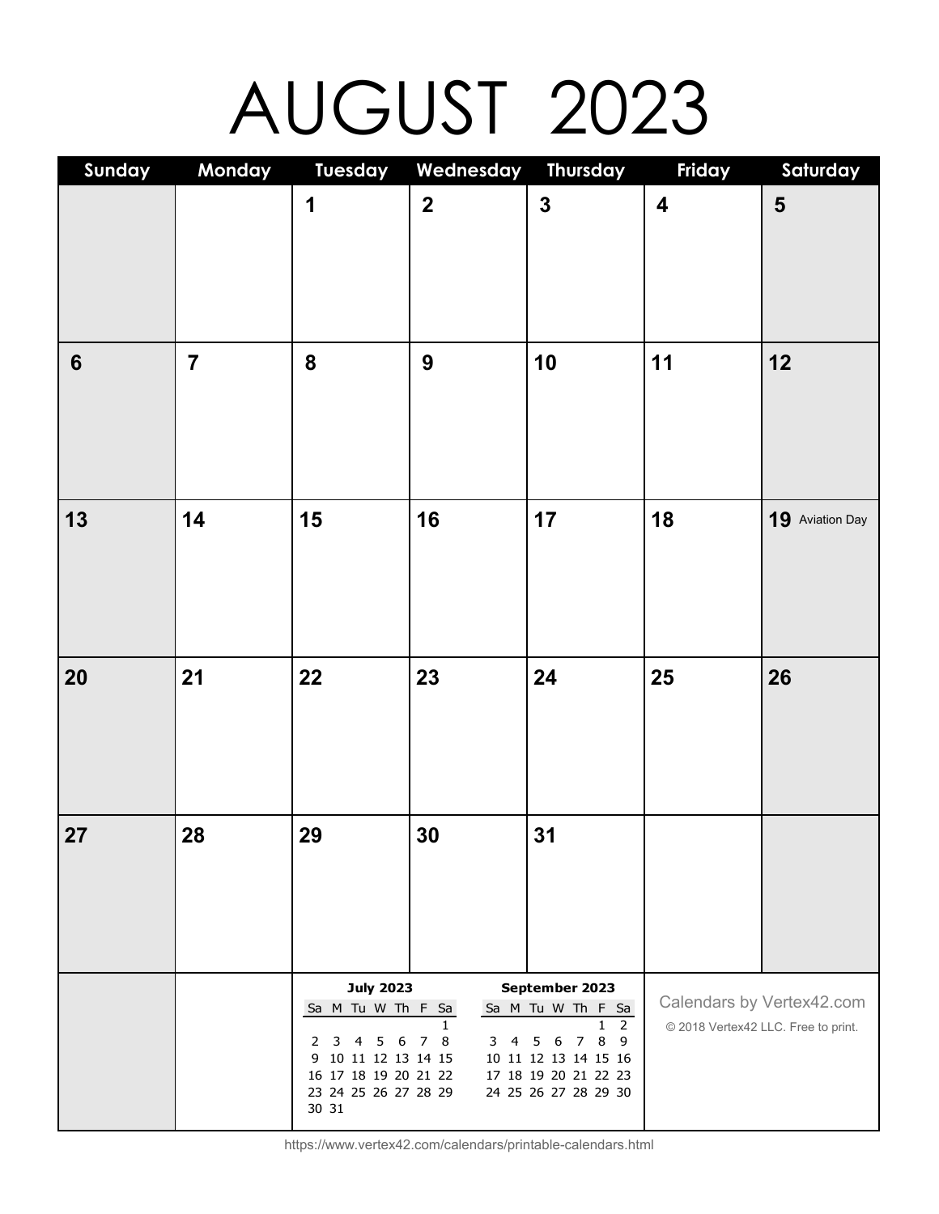# AUGUST 2023

| Sunday | Monday | Tuesday | Wednesday | Thursday | Friday | Saturday |
|---|---|---|---|---|---|---|
| | | 1 | 2 | 3 | 4 | 5 |
| 6 | 7 | 8 | 9 | 10 | 11 | 12 |
| 13 | 14 | 15 | 16 | 17 | 18 | 19 Aviation Day |
| 20 | 21 | 22 | 23 | 24 | 25 | 26 |
| 27 | 28 | 29 | 30 | 31 | | |

**July 2023**

| Sa | M | Tu | W | Th | F | Sa |
|---|---|---|---|---|---|---|
| | | | | | | 1 |
| 2 | 3 | 4 | 5 | 6 | 7 | 8 |
| 9 | 10 | 11 | 12 | 13 | 14 | 15 |
| 16 | 17 | 18 | 19 | 20 | 21 | 22 |
| 23 | 24 | 25 | 26 | 27 | 28 | 29 |
| 30 | 31 | | | | | |

**September 2023**

| Sa | M | Tu | W | Th | F | Sa |
|---|---|---|---|---|---|---|
| | | | | | 1 | 2 |
| 3 | 4 | 5 | 6 | 7 | 8 | 9 |
| 10 | 11 | 12 | 13 | 14 | 15 | 16 |
| 17 | 18 | 19 | 20 | 21 | 22 | 23 |
| 24 | 25 | 26 | 27 | 28 | 29 | 30 |

Calendars by Vertex42.com

© 2018 Vertex42 LLC. Free to print.

https://www.vertex42.com/calendars/printable-calendars.html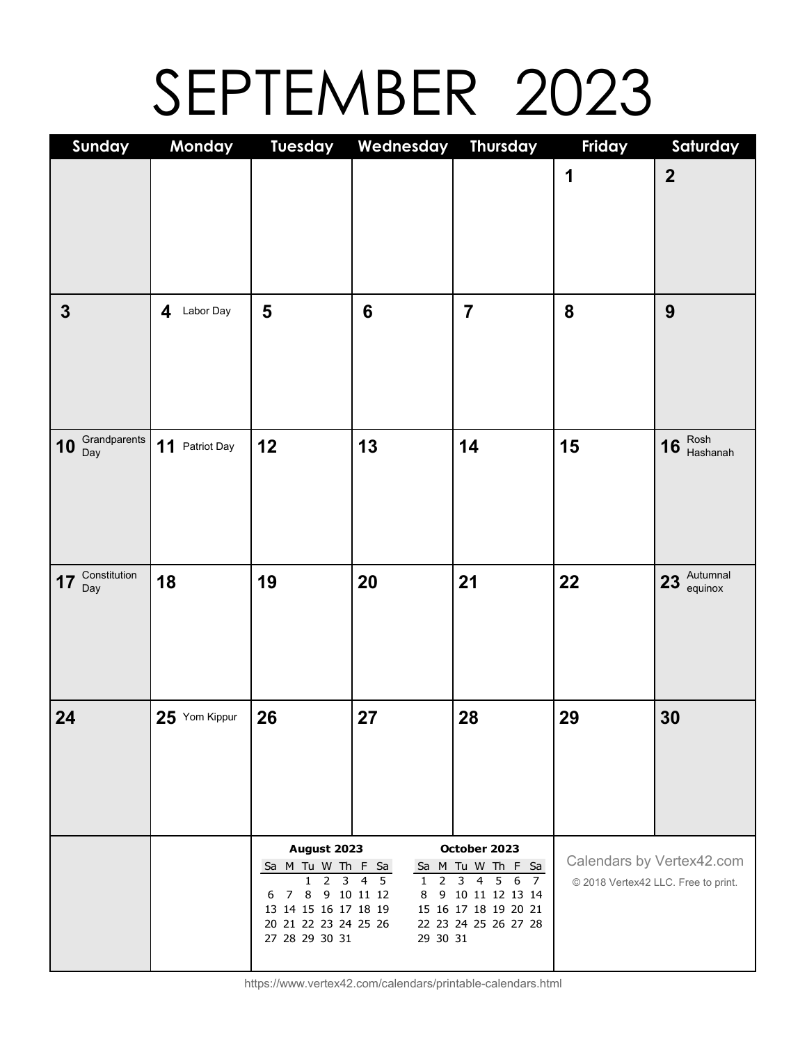# SEPTEMBER 2023

| Sunday | Monday | Tuesday | Wednesday | Thursday | Friday | Saturday |
|---|---|---|---|---|---|---|
| | | | | | 1 | 2 |
| 3 | 4 Labor Day | 5 | 6 | 7 | 8 | 9 |
| 10 Grandparents Day | 11 Patriot Day | 12 | 13 | 14 | 15 | 16 Rosh Hashanah |
| 17 Constitution Day | 18 | 19 | 20 | 21 | 22 | 23 Autumnal equinox |
| 24 | 25 Yom Kippur | 26 | 27 | 28 | 29 | 30 |

**August 2023**

| Sa | M | Tu | W | Th | F | Sa |
|---|---|---|---|---|---|---|
| | | 1 | 2 | 3 | 4 | 5 |
| 6 | 7 | 8 | 9 | 10 | 11 | 12 |
| 13 | 14 | 15 | 16 | 17 | 18 | 19 |
| 20 | 21 | 22 | 23 | 24 | 25 | 26 |
| 27 | 28 | 29 | 30 | 31 | | |

**October 2023**

| Sa | M | Tu | W | Th | F | Sa |
|---|---|---|---|---|---|---|
| 1 | 2 | 3 | 4 | 5 | 6 | 7 |
| 8 | 9 | 10 | 11 | 12 | 13 | 14 |
| 15 | 16 | 17 | 18 | 19 | 20 | 21 |
| 22 | 23 | 24 | 25 | 26 | 27 | 28 |
| 29 | 30 | 31 | | | | |

Calendars by Vertex42.com

© 2018 Vertex42 LLC. Free to print.

https://www.vertex42.com/calendars/printable-calendars.html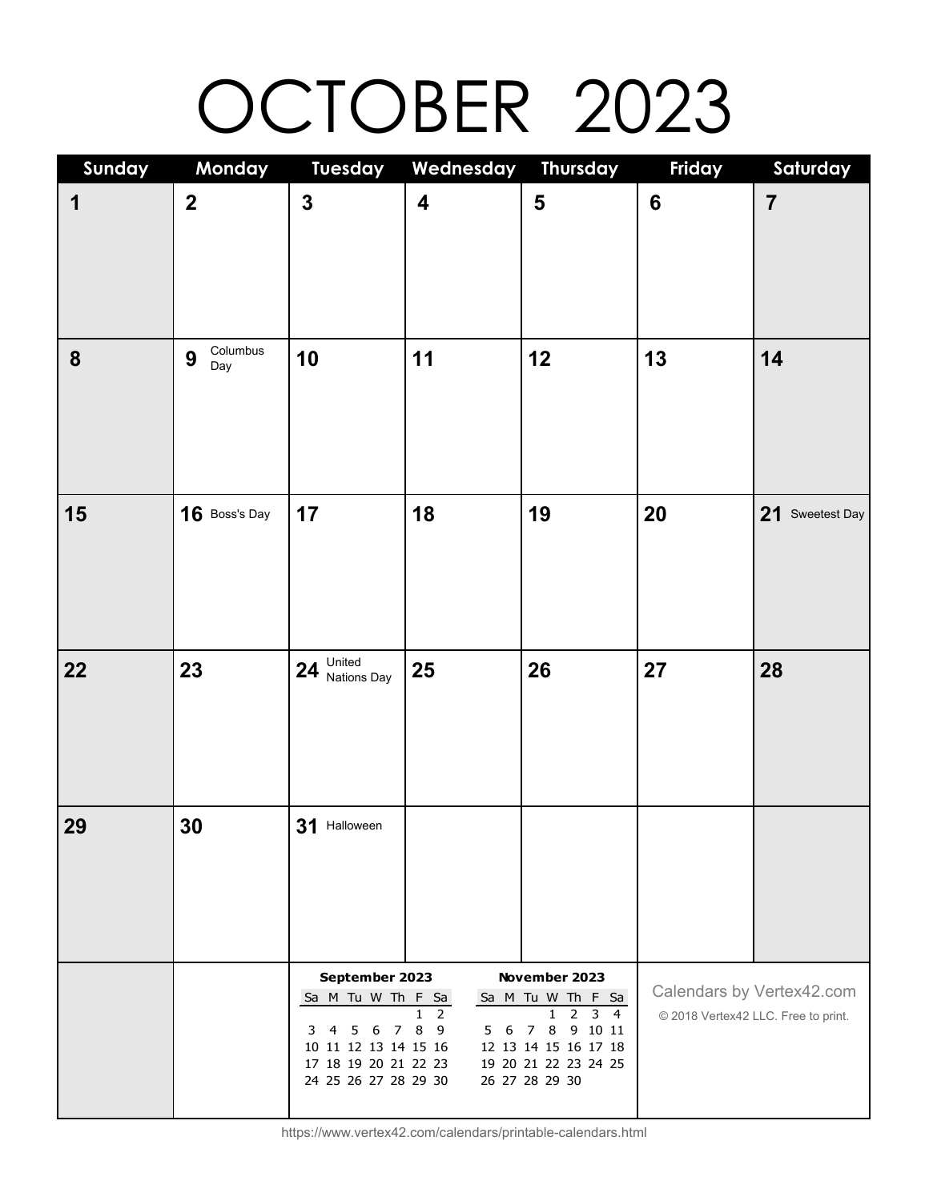# OCTOBER 2023

| Sunday | Monday | Tuesday | Wednesday | Thursday | Friday | Saturday |
|---|---|---|---|---|---|---|
| 1 | 2 | 3 | 4 | 5 | 6 | 7 |
| 8 | 9 Columbus Day | 10 | 11 | 12 | 13 | 14 |
| 15 | 16 Boss's Day | 17 | 18 | 19 | 20 | 21 Sweetest Day |
| 22 | 23 | 24 United Nations Day | 25 | 26 | 27 | 28 |
| 29 | 30 | 31 Halloween | | | | |

**September 2023**

| Sa | M | Tu | W | Th | F | Sa |
|---|---|---|---|---|---|---|
| | | | | | 1 | 2 |
| 3 | 4 | 5 | 6 | 7 | 8 | 9 |
| 10 | 11 | 12 | 13 | 14 | 15 | 16 |
| 17 | 18 | 19 | 20 | 21 | 22 | 23 |
| 24 | 25 | 26 | 27 | 28 | 29 | 30 |

**November 2023**

| Sa | M | Tu | W | Th | F | Sa |
|---|---|---|---|---|---|---|
| | | | 1 | 2 | 3 | 4 |
| 5 | 6 | 7 | 8 | 9 | 10 | 11 |
| 12 | 13 | 14 | 15 | 16 | 17 | 18 |
| 19 | 20 | 21 | 22 | 23 | 24 | 25 |
| 26 | 27 | 28 | 29 | 30 | | |

Calendars by Vertex42.com

© 2018 Vertex42 LLC. Free to print.

https://www.vertex42.com/calendars/printable-calendars.html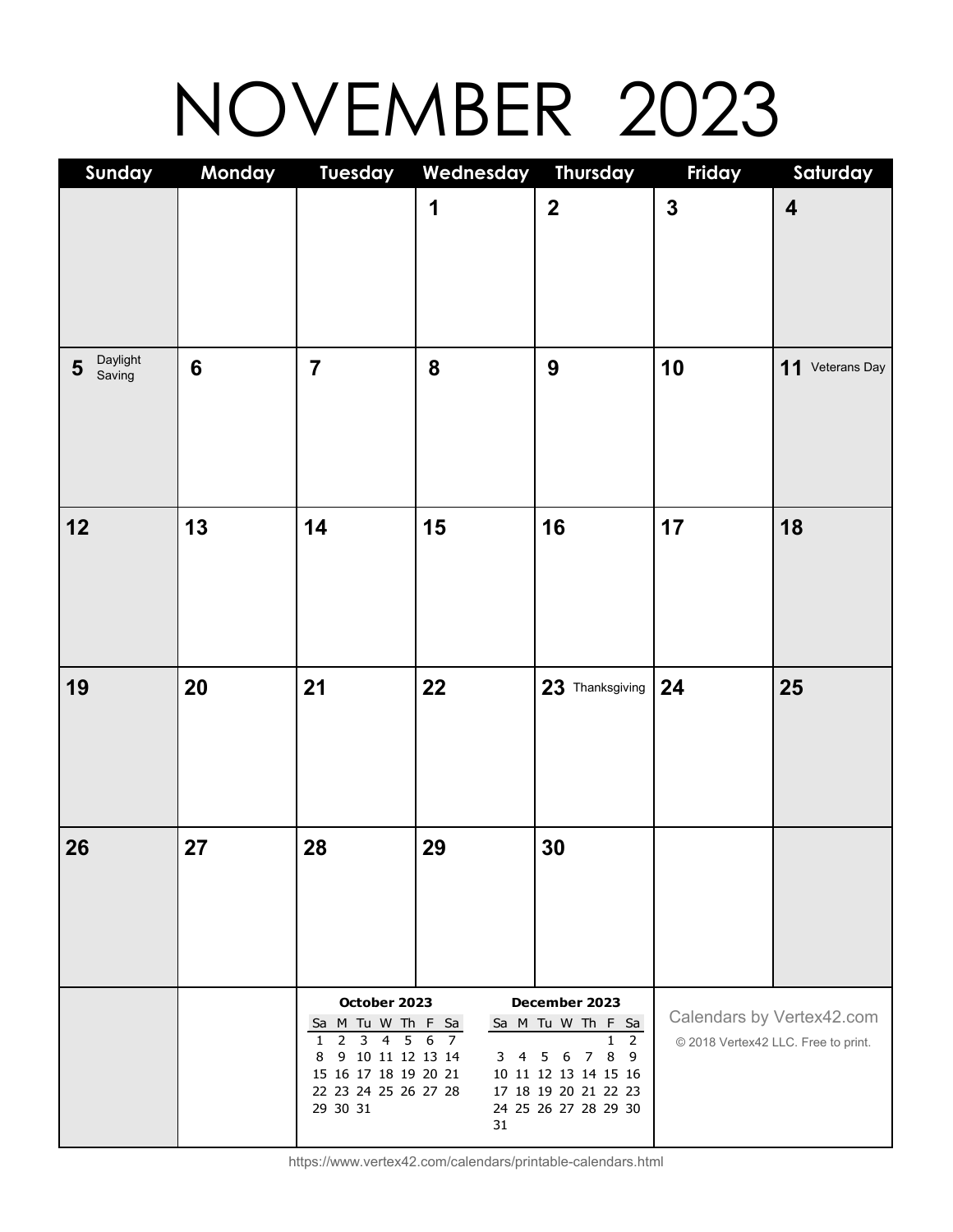# NOVEMBER 2023

| Sunday | Monday | Tuesday | Wednesday | Thursday | Friday | Saturday |
|---|---|---|---|---|---|---|
| | | | 1 | 2 | 3 | 4 |
| 5 Daylight Saving | 6 | 7 | 8 | 9 | 10 | 11 Veterans Day |
| 12 | 13 | 14 | 15 | 16 | 17 | 18 |
| 19 | 20 | 21 | 22 | 23 Thanksgiving | 24 | 25 |
| 26 | 27 | 28 | 29 | 30 | | |

**October 2023**

| Sa | M | Tu | W | Th | F | Sa |
|---|---|---|---|---|---|---|
| 1 | 2 | 3 | 4 | 5 | 6 | 7 |
| 8 | 9 | 10 | 11 | 12 | 13 | 14 |
| 15 | 16 | 17 | 18 | 19 | 20 | 21 |
| 22 | 23 | 24 | 25 | 26 | 27 | 28 |
| 29 | 30 | 31 | | | | |

**December 2023**

| Sa | M | Tu | W | Th | F | Sa |
|---|---|---|---|---|---|---|
| | | | | | 1 | 2 |
| 3 | 4 | 5 | 6 | 7 | 8 | 9 |
| 10 | 11 | 12 | 13 | 14 | 15 | 16 |
| 17 | 18 | 19 | 20 | 21 | 22 | 23 |
| 24 | 25 | 26 | 27 | 28 | 29 | 30 |
| 31 | | | | | | |

Calendars by Vertex42.com

© 2018 Vertex42 LLC. Free to print.

https://www.vertex42.com/calendars/printable-calendars.html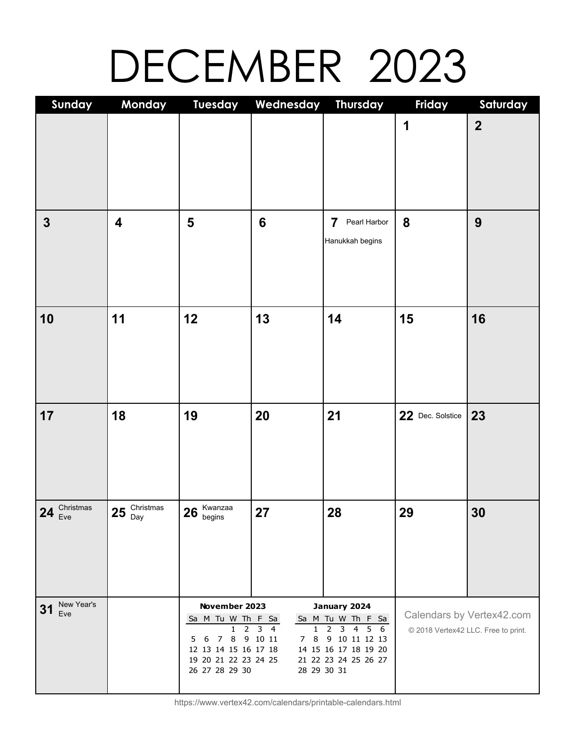# DECEMBER 2023

| Sunday | Monday | Tuesday | Wednesday | Thursday | Friday | Saturday |
|---|---|---|---|---|---|---|
| | | | | | 1 | 2 |
| 3 | 4 | 5 | 6 | 7 Pearl Harbor<br>Hanukkah begins | 8 | 9 |
| 10 | 11 | 12 | 13 | 14 | 15 | 16 |
| 17 | 18 | 19 | 20 | 21 | 22 Dec. Solstice | 23 |
| 24 Christmas Eve | 25 Christmas Day | 26 Kwanzaa begins | 27 | 28 | 29 | 30 |
| 31 New Year's Eve | | | | | | |

**November 2023**

| Sa | M | Tu | W | Th | F | Sa |
|---|---|---|---|---|---|---|
| | | | 1 | 2 | 3 | 4 |
| 5 | 6 | 7 | 8 | 9 | 10 | 11 |
| 12 | 13 | 14 | 15 | 16 | 17 | 18 |
| 19 | 20 | 21 | 22 | 23 | 24 | 25 |
| 26 | 27 | 28 | 29 | 30 | | |

**January 2024**

| Sa | M | Tu | W | Th | F | Sa |
|---|---|---|---|---|---|---|
| | 1 | 2 | 3 | 4 | 5 | 6 |
| 7 | 8 | 9 | 10 | 11 | 12 | 13 |
| 14 | 15 | 16 | 17 | 18 | 19 | 20 |
| 21 | 22 | 23 | 24 | 25 | 26 | 27 |
| 28 | 29 | 30 | 31 | | | |

Calendars by Vertex42.com

© 2018 Vertex42 LLC. Free to print.

https://www.vertex42.com/calendars/printable-calendars.html